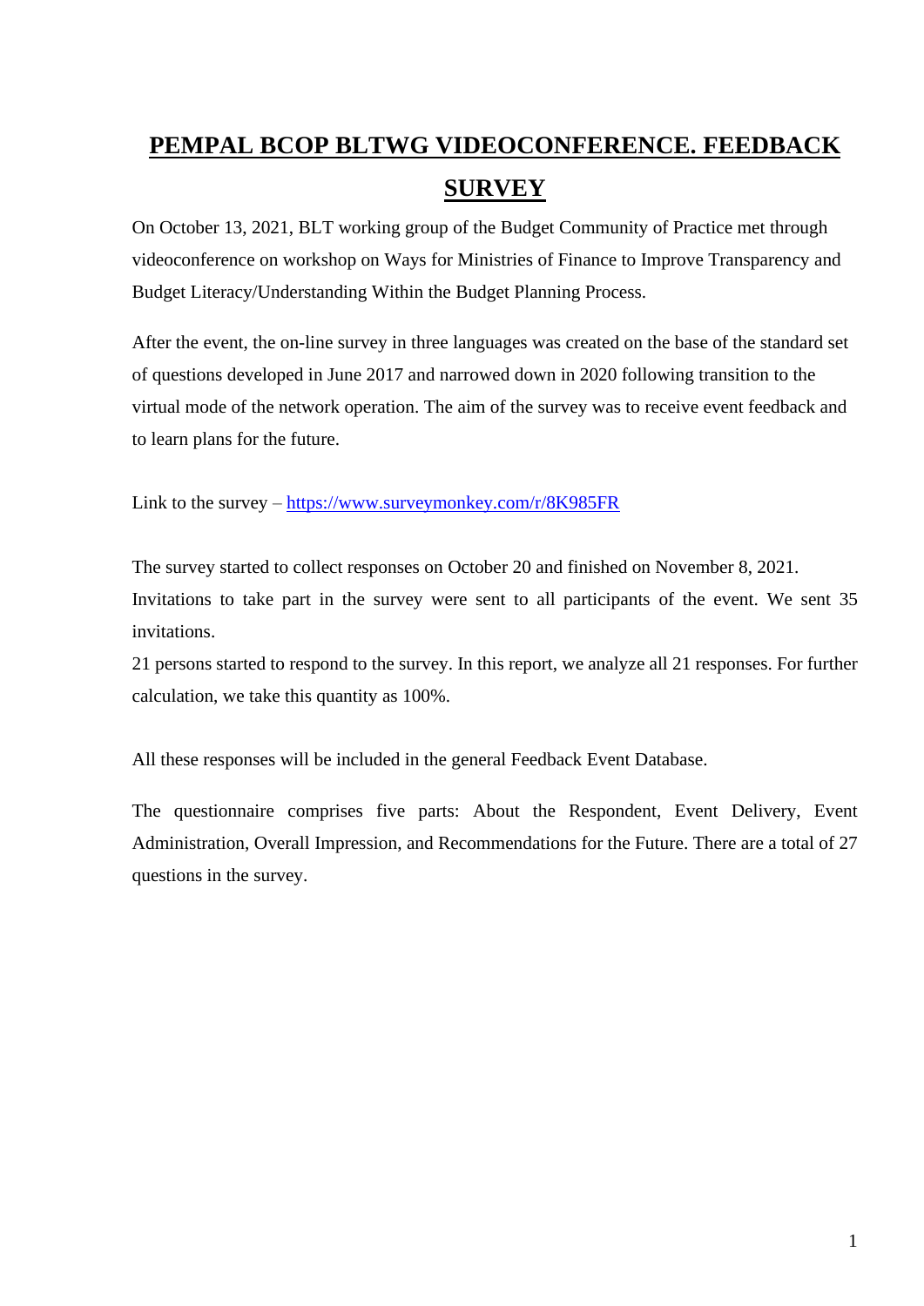# PEMPAL BCOP BLTWG VIDEOCONFERENCE. FEEDBACK SURVEY

On October 13, 2021, BLT working group of the Budget Community of Practice met through videoconference on workshop on Ways for Ministries of Finance to Improve Transparency and Budget Literacy/Understanding Within the Budget Planning Process.

After the event, the on-line survey in three languages was created on the base of the standard set of questions developed in June 2017 and narrowed down in 2020 following transition to the virtual mode of the network operation. The aim of the survey was to receive event feedback and to learn plans for the future.

Link to the survey – [https://www.surveymonkey.com/r/8K985FR](https://www.surveymonkey.com/r/8K985FR)

The survey started to collect responses on October 20 and finished on November 8, 2021.
Invitations to take part in the survey were sent to all participants of the event. We sent 35 invitations.
21 persons started to respond to the survey. In this report, we analyze all 21 responses. For further calculation, we take this quantity as 100%.

All these responses will be included in the general Feedback Event Database.

The questionnaire comprises five parts: About the Respondent, Event Delivery, Event Administration, Overall Impression, and Recommendations for the Future. There are a total of 27 questions in the survey.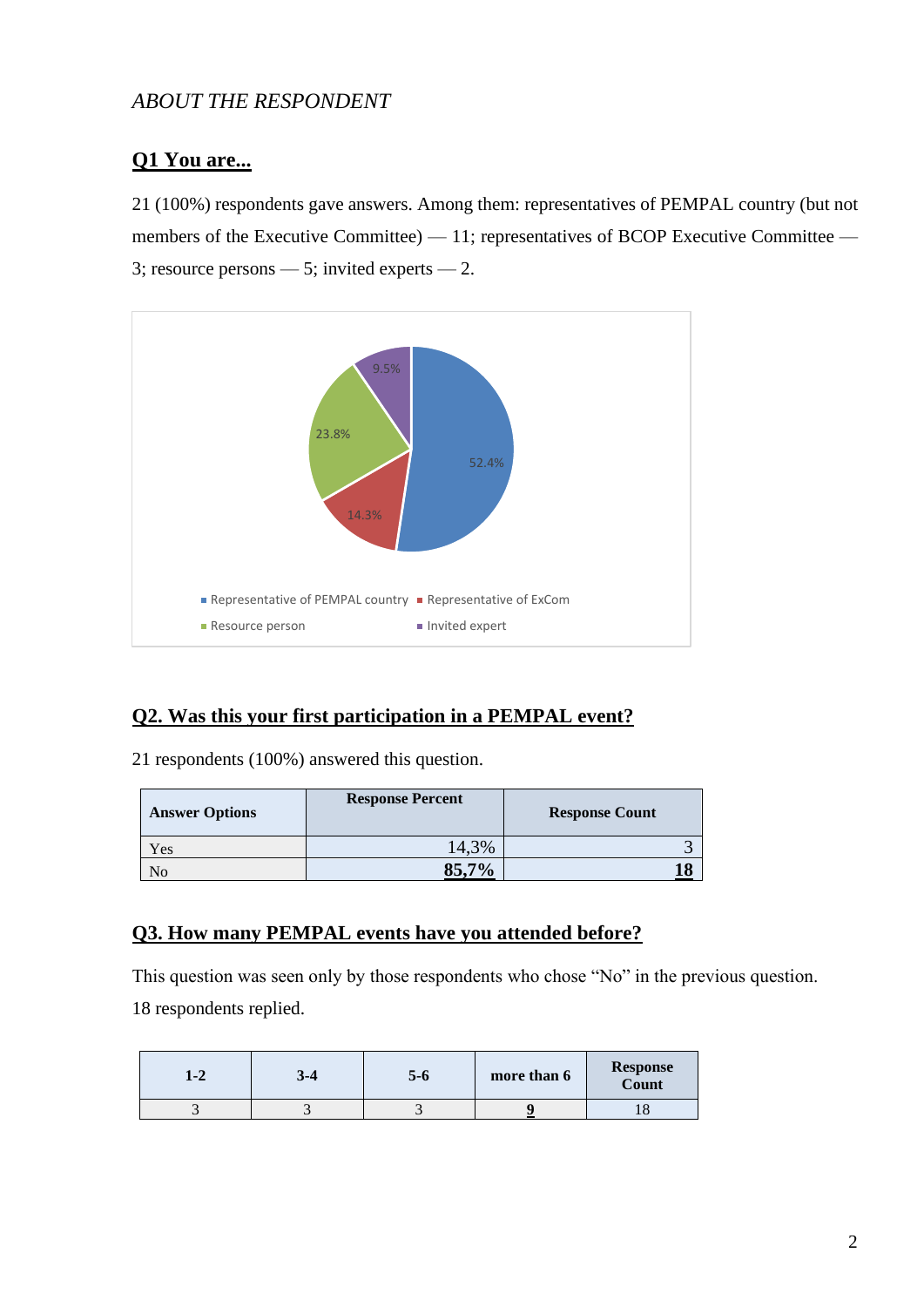*ABOUT THE RESPONDENT*

## Q1 You are...

21 (100%) respondents gave answers. Among them: representatives of PEMPAL country (but not members of the Executive Committee) — 11; representatives of BCOP Executive Committee — 3; resource persons — 5; invited experts — 2.

## Q2. Was this your first participation in a PEMPAL event?

21 respondents (100%) answered this question.

| Answer Options | Response Percent | Response Count |
|---|---|---|
| Yes | 14,3% | 3 |
| No | **85,7%** | **18** |

## Q3. How many PEMPAL events have you attended before?

This question was seen only by those respondents who chose "No" in the previous question. 18 respondents replied.

| 1-2 | 3-4 | 5-6 | more than 6 | Response Count |
|---|---|---|---|---|
| 3 | 3 | 3 | **9** | 18 |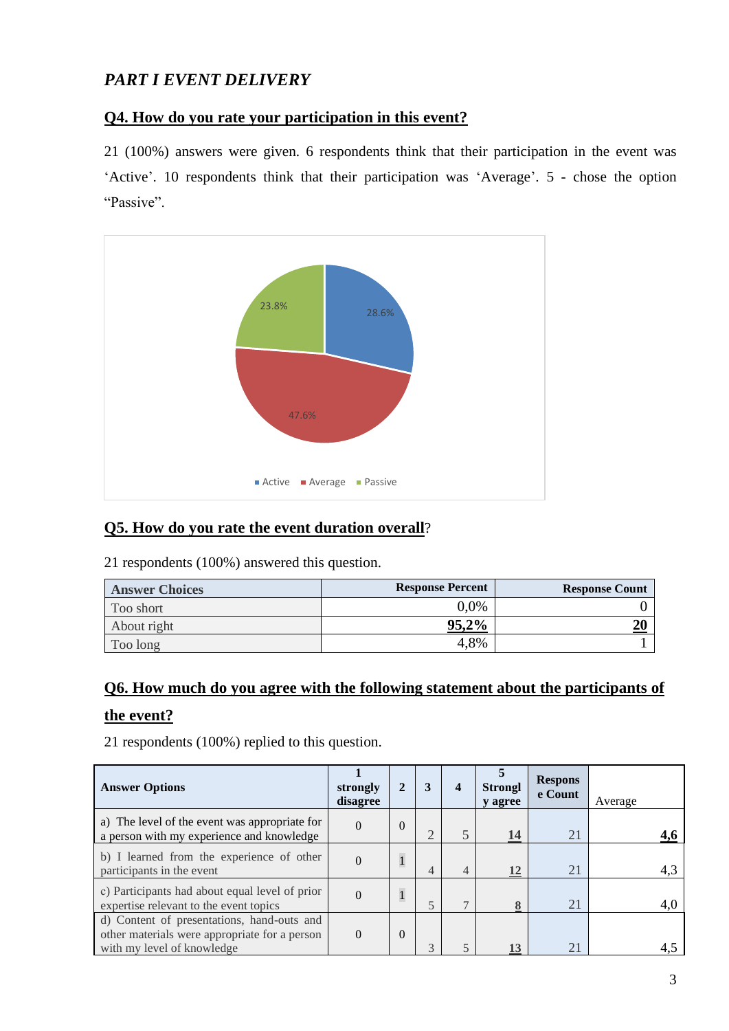## *PART I EVENT DELIVERY*

### Q4. How do you rate your participation in this event?

21 (100%) answers were given. 6 respondents think that their participation in the event was 'Active'. 10 respondents think that their participation was 'Average'. 5 - chose the option "Passive".

### Q5. How do you rate the event duration overall?

21 respondents (100%) answered this question.

| Answer Choices | Response Percent | Response Count |
|---|---|---|
| Too short | 0,0% | 0 |
| About right | **95,2%** | **20** |
| Too long | 4,8% | 1 |

### Q6. How much do you agree with the following statement about the participants of the event?

21 respondents (100%) replied to this question.

| Answer Options | 1 strongly disagree | 2 | 3 | 4 | 5 Strongly agree | Response Count | Average |
|---|---|---|---|---|---|---|---|
| a) The level of the event was appropriate for a person with my experience and knowledge | 0 | 0 | 2 | 5 | **14** | 21 | **4,6** |
| b) I learned from the experience of other participants in the event | 0 | 1 | 4 | 4 | **12** | 21 | 4,3 |
| c) Participants had about equal level of prior expertise relevant to the event topics | 0 | 1 | 5 | 7 | **8** | 21 | 4,0 |
| d) Content of presentations, hand-outs and other materials were appropriate for a person with my level of knowledge | 0 | 0 | 3 | 5 | **13** | 21 | 4,5 |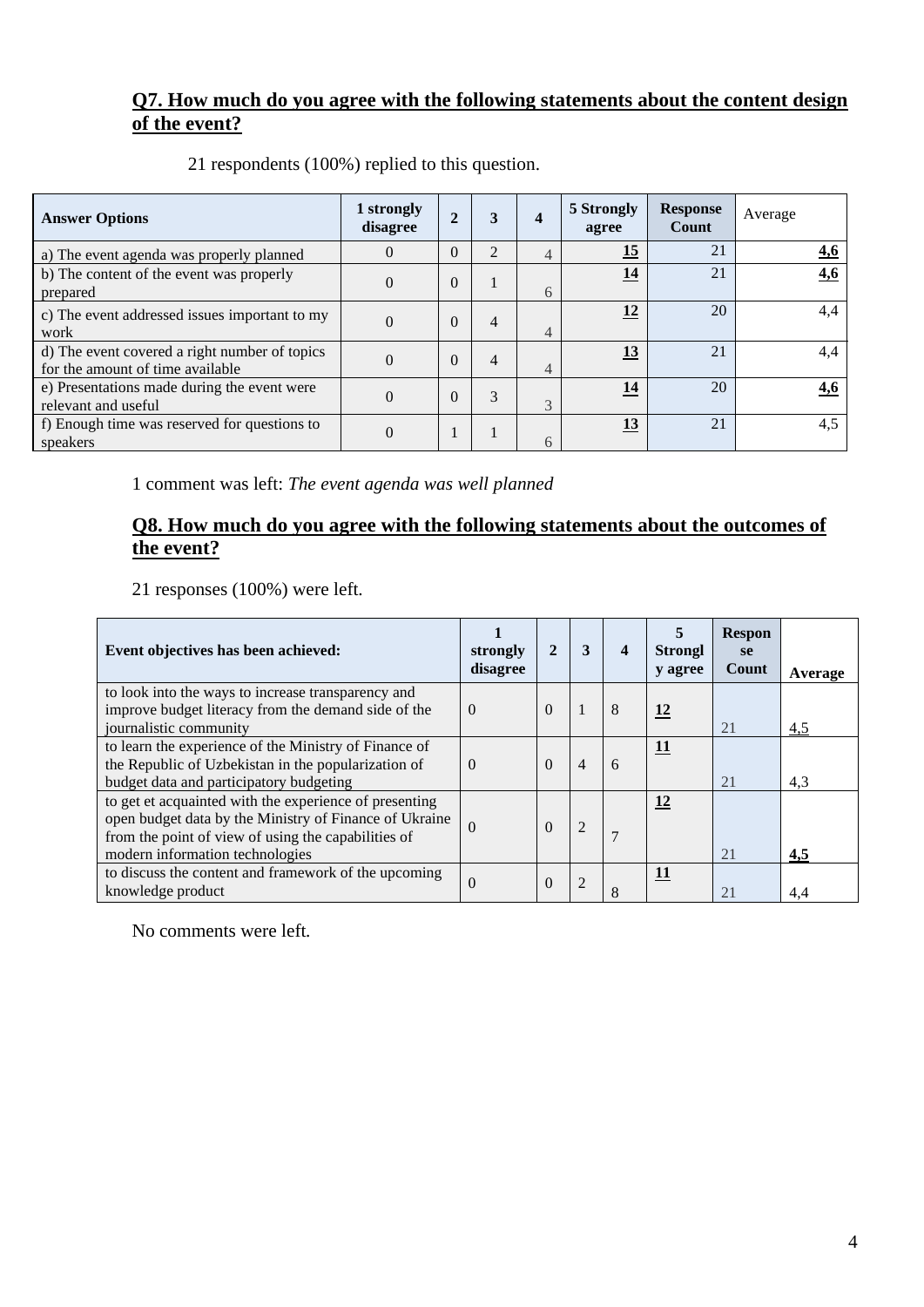## Q7. How much do you agree with the following statements about the content design of the event?

21 respondents (100%) replied to this question.

| Answer Options | 1 strongly disagree | 2 | 3 | 4 | 5 Strongly agree | Response Count | Average |
|---|---|---|---|---|---|---|---|
| a) The event agenda was properly planned | 0 | 0 | 2 | 4 | **15** | 21 | **4,6** |
| b) The content of the event was properly prepared | 0 | 0 | 1 | 6 | **14** | 21 | **4,6** |
| c) The event addressed issues important to my work | 0 | 0 | 4 | 4 | **12** | 20 | 4,4 |
| d) The event covered a right number of topics for the amount of time available | 0 | 0 | 4 | 4 | **13** | 21 | 4,4 |
| e) Presentations made during the event were relevant and useful | 0 | 0 | 3 | 3 | **14** | 20 | **4,6** |
| f) Enough time was reserved for questions to speakers | 0 | 1 | 1 | 6 | **13** | 21 | 4,5 |

1 comment was left: *The event agenda was well planned*

## Q8. How much do you agree with the following statements about the outcomes of the event?

21 responses (100%) were left.

| Event objectives has been achieved: | 1 strongly disagree | 2 | 3 | 4 | 5 Strongly agree | Response Count | Average |
|---|---|---|---|---|---|---|---|
| to look into the ways to increase transparency and improve budget literacy from the demand side of the journalistic community | 0 | 0 | 1 | 8 | **12** | 21 | 4,5 |
| to learn the experience of the Ministry of Finance of the Republic of Uzbekistan in the popularization of budget data and participatory budgeting | 0 | 0 | 4 | 6 | **11** | 21 | 4,3 |
| to get et acquainted with the experience of presenting open budget data by the Ministry of Finance of Ukraine from the point of view of using the capabilities of modern information technologies | 0 | 0 | 2 | 7 | **12** | 21 | **4,5** |
| to discuss the content and framework of the upcoming knowledge product | 0 | 0 | 2 | 8 | **11** | 21 | 4,4 |

No comments were left.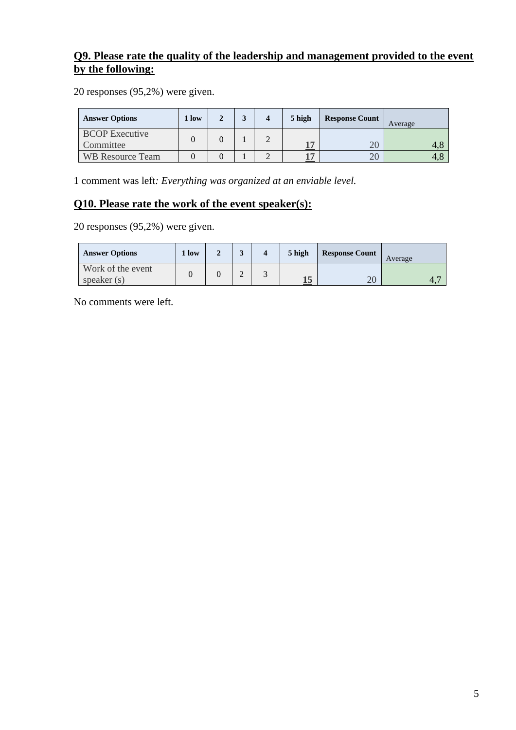## Q9. Please rate the quality of the leadership and management provided to the event by the following:

20 responses (95,2%) were given.

| Answer Options | 1 low | 2 | 3 | 4 | 5 high | Response Count | Average |
|---|---|---|---|---|---|---|---|
| BCOP Executive Committee | 0 | 0 | 1 | 2 | **17** | 20 | 4,8 |
| WB Resource Team | 0 | 0 | 1 | 2 | **17** | 20 | 4,8 |

1 comment was left*: Everything was organized at an enviable level.*

## Q10. Please rate the work of the event speaker(s):

20 responses (95,2%) were given.

| Answer Options | 1 low | 2 | 3 | 4 | 5 high | Response Count | Average |
|---|---|---|---|---|---|---|---|
| Work of the event speaker (s) | 0 | 0 | 2 | 3 | **15** | 20 | 4,7 |

No comments were left.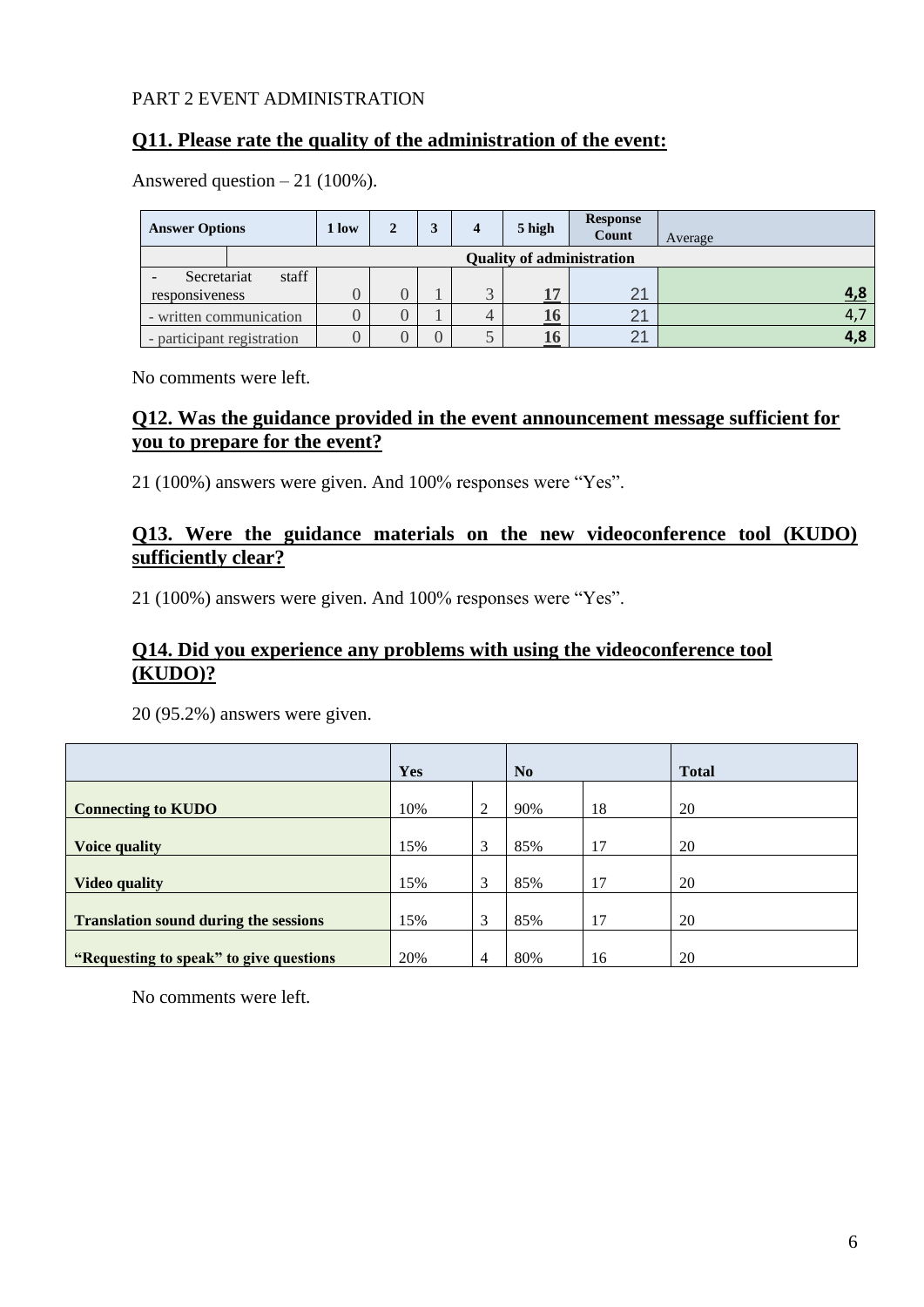PART 2 EVENT ADMINISTRATION

## Q11. Please rate the quality of the administration of the event:

Answered question – 21 (100%).

| Answer Options | 1 low | 2 | 3 | 4 | 5 high | Response Count | Average |
|---|---|---|---|---|---|---|---|
| **Quality of administration** | | | | | | | |
| - Secretariat staff responsiveness | 0 | 0 | 1 | 3 | 17 | 21 | 4,8 |
| - written communication | 0 | 0 | 1 | 4 | 16 | 21 | 4,7 |
| - participant registration | 0 | 0 | 0 | 5 | 16 | 21 | 4,8 |

No comments were left.

## Q12. Was the guidance provided in the event announcement message sufficient for you to prepare for the event?

21 (100%) answers were given. And 100% responses were "Yes".

## Q13. Were the guidance materials on the new videoconference tool (KUDO) sufficiently clear?

21 (100%) answers were given. And 100% responses were "Yes".

## Q14. Did you experience any problems with using the videoconference tool (KUDO)?

20 (95.2%) answers were given.

| | Yes | | No | | Total |
|---|---|---|---|---|---|
| **Connecting to KUDO** | 10% | 2 | 90% | 18 | 20 |
| **Voice quality** | 15% | 3 | 85% | 17 | 20 |
| **Video quality** | 15% | 3 | 85% | 17 | 20 |
| **Translation sound during the sessions** | 15% | 3 | 85% | 17 | 20 |
| **"Requesting to speak" to give questions** | 20% | 4 | 80% | 16 | 20 |

No comments were left.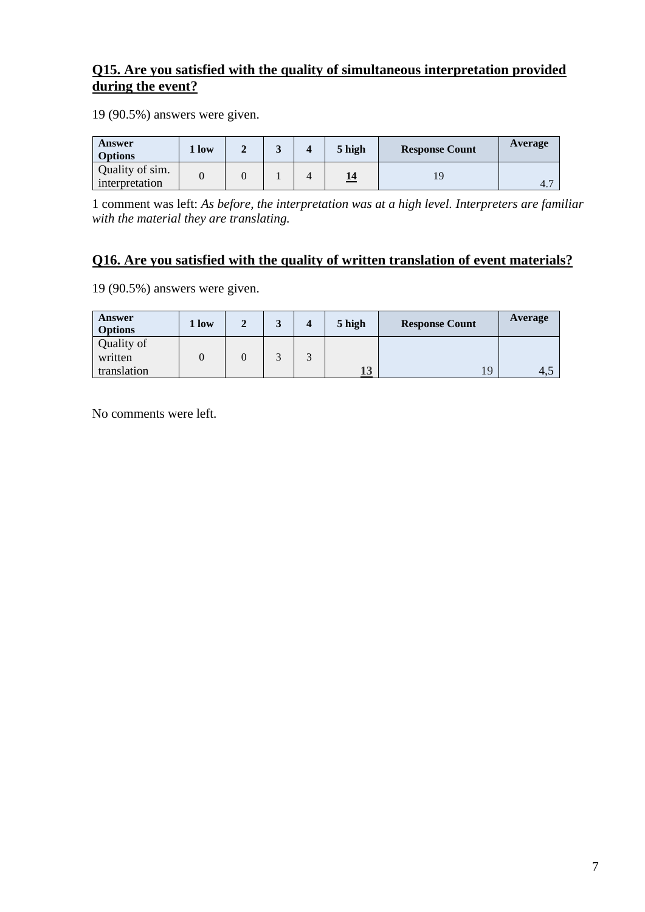## Q15. Are you satisfied with the quality of simultaneous interpretation provided during the event?

19 (90.5%) answers were given.

| Answer Options | 1 low | 2 | 3 | 4 | 5 high | Response Count | Average |
|---|---|---|---|---|---|---|---|
| Quality of sim. interpretation | 0 | 0 | 1 | 4 | **14** | 19 | 4.7 |

1 comment was left: *As before, the interpretation was at a high level. Interpreters are familiar with the material they are translating.*

## Q16. Are you satisfied with the quality of written translation of event materials?

19 (90.5%) answers were given.

| Answer Options | 1 low | 2 | 3 | 4 | 5 high | Response Count | Average |
|---|---|---|---|---|---|---|---|
| Quality of written translation | 0 | 0 | 3 | 3 | **13** | 19 | 4,5 |

No comments were left.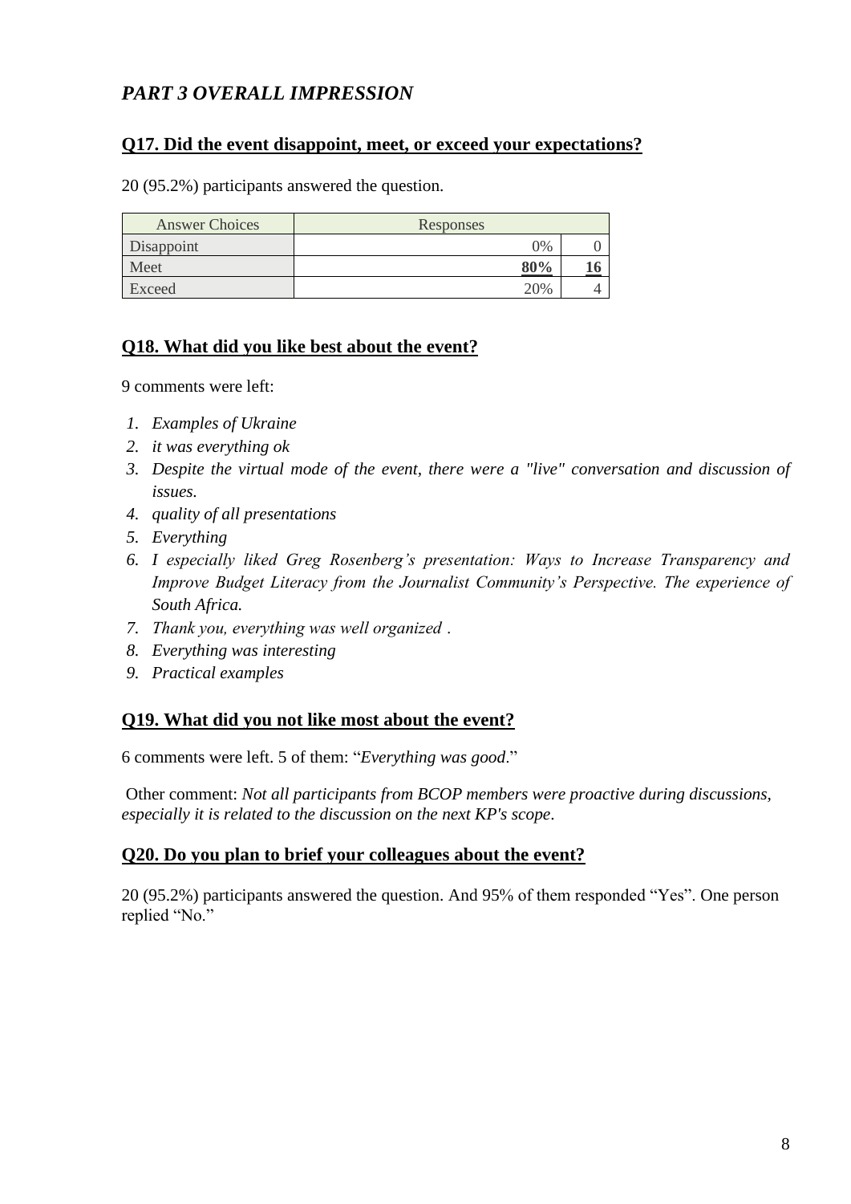## *PART 3 OVERALL IMPRESSION*

### Q17. Did the event disappoint, meet, or exceed your expectations?

20 (95.2%) participants answered the question.

| Answer Choices | Responses | |
|---|---|---|
| Disappoint | 0% | 0 |
| Meet | **80%** | **16** |
| Exceed | 20% | 4 |

### Q18. What did you like best about the event?

9 comments were left:

1. *Examples of Ukraine*
2. *it was everything ok*
3. *Despite the virtual mode of the event, there were a "live" conversation and discussion of issues.*
4. *quality of all presentations*
5. *Everything*
6. *I especially liked Greg Rosenberg's presentation: Ways to Increase Transparency and Improve Budget Literacy from the Journalist Community's Perspective. The experience of South Africa.*
7. *Thank you, everything was well organized .*
8. *Everything was interesting*
9. *Practical examples*

### Q19. What did you not like most about the event?

6 comments were left. 5 of them: "*Everything was good*."

Other comment: *Not all participants from BCOP members were proactive during discussions, especially it is related to the discussion on the next KP's scope*.

### Q20. Do you plan to brief your colleagues about the event?

20 (95.2%) participants answered the question. And 95% of them responded "Yes". One person replied "No."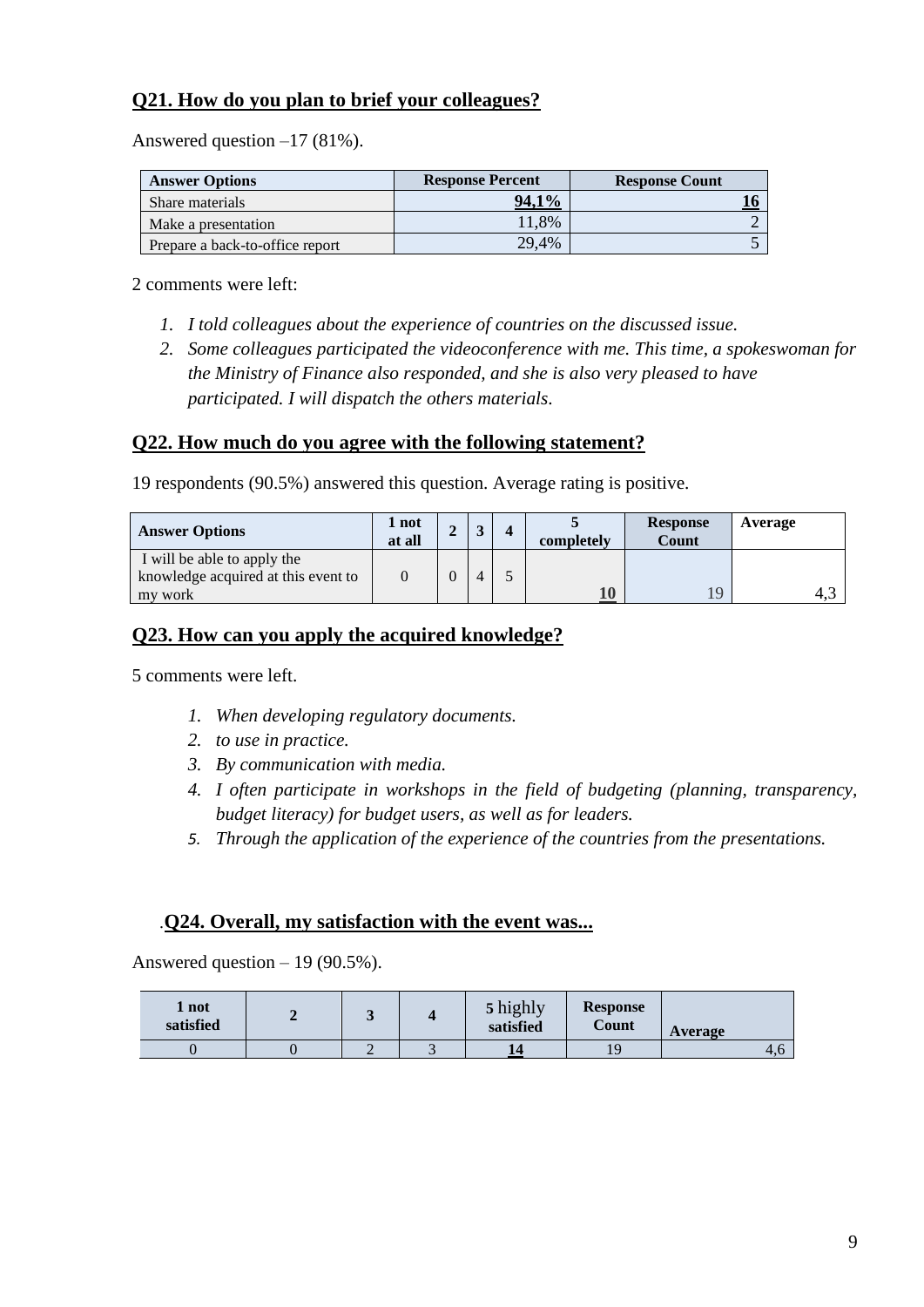## Q21. How do you plan to brief your colleagues?

Answered question –17 (81%).

| Answer Options | Response Percent | Response Count |
|---|---|---|
| Share materials | **94,1%** | **16** |
| Make a presentation | 11,8% | 2 |
| Prepare a back-to-office report | 29,4% | 5 |

2 comments were left:

1. *I told colleagues about the experience of countries on the discussed issue.*
2. *Some colleagues participated the videoconference with me. This time, a spokeswoman for the Ministry of Finance also responded, and she is also very pleased to have participated. I will dispatch the others materials*.

## Q22. How much do you agree with the following statement?

19 respondents (90.5%) answered this question. Average rating is positive.

| Answer Options | 1 not at all | 2 | 3 | 4 | 5 completely | Response Count | Average |
|---|---|---|---|---|---|---|---|
| I will be able to apply the knowledge acquired at this event to my work | 0 | 0 | 4 | 5 | **10** | 19 | 4,3 |

## Q23. How can you apply the acquired knowledge?

5 comments were left.

1. *When developing regulatory documents.*
2. *to use in practice.*
3. *By communication with media.*
4. *I often participate in workshops in the field of budgeting (planning, transparency, budget literacy) for budget users, as well as for leaders.*
5. *Through the application of the experience of the countries from the presentations.*

## Q24. Overall, my satisfaction with the event was...

Answered question – 19 (90.5%).

| 1 not satisfied | 2 | 3 | 4 | 5 highly satisfied | Response Count | Average |
|---|---|---|---|---|---|---|
| 0 | 0 | 2 | 3 | **14** | 19 | 4,6 |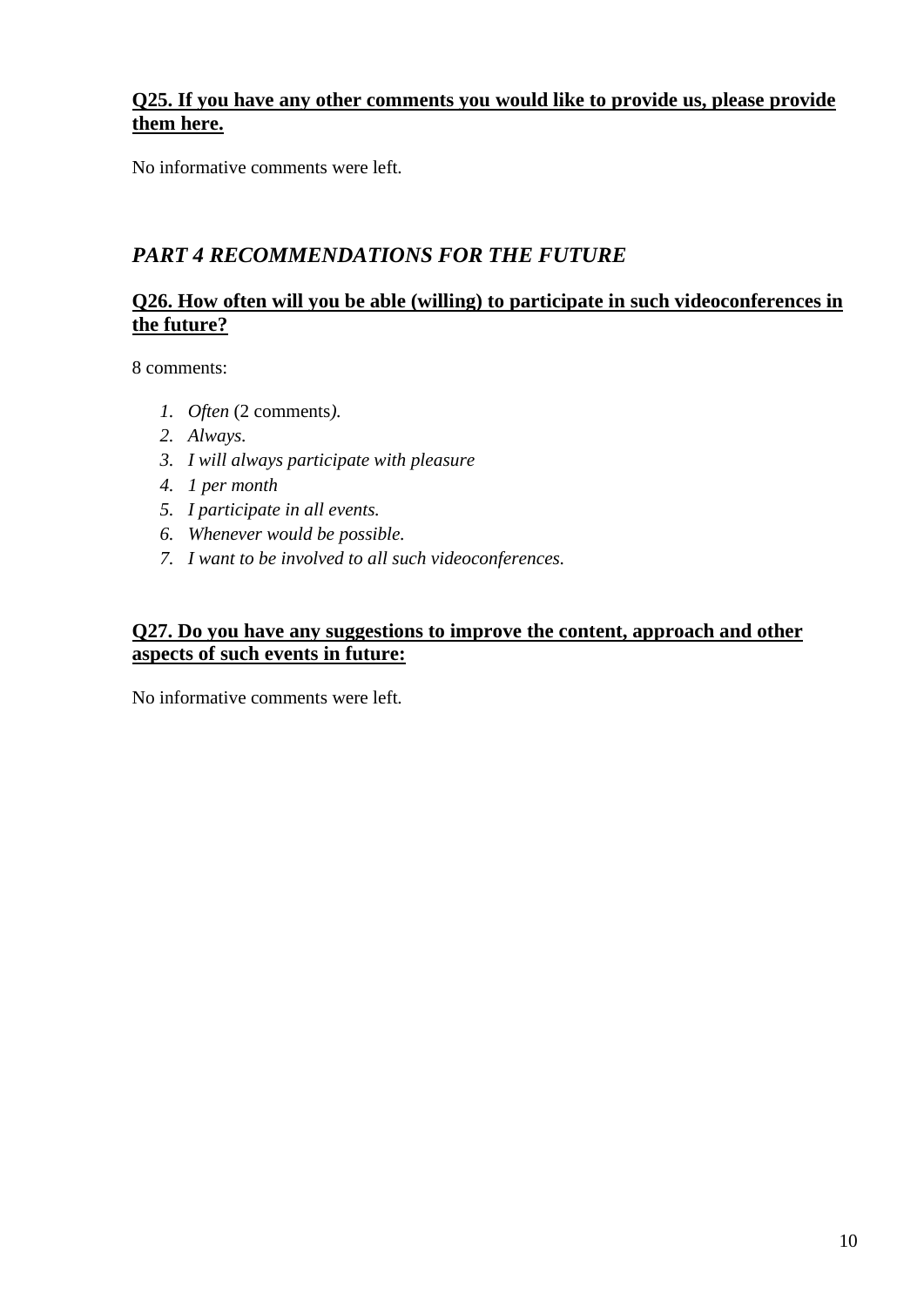### Q25. If you have any other comments you would like to provide us, please provide them here.

No informative comments were left.

## *PART 4 RECOMMENDATIONS FOR THE FUTURE*

### Q26. How often will you be able (willing) to participate in such videoconferences in the future?

8 comments:

1. *Often* (2 comments*).*
2. *Always.*
3. *I will always participate with pleasure*
4. *1 per month*
5. *I participate in all events.*
6. *Whenever would be possible.*
7. *I want to be involved to all such videoconferences.*

### Q27. Do you have any suggestions to improve the content, approach and other aspects of such events in future:

No informative comments were left.